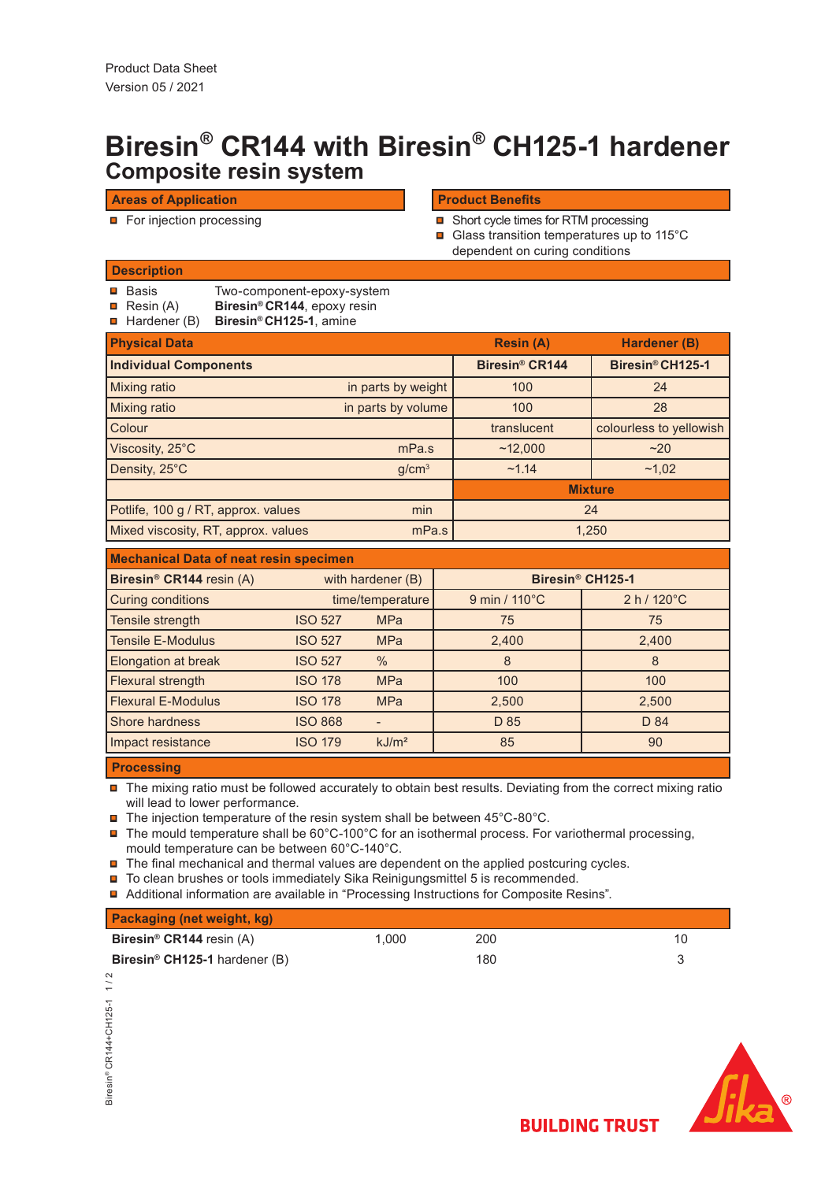Product Data Sheet
Version 05 / 2021

# Biresin® CR144 with Biresin® CH125-1 hardener

## Composite resin system

### Areas of Application

- For injection processing

### Product Benefits

- Short cycle times for RTM processing
- Glass transition temperatures up to 115°C dependent on curing conditions

### Description

- Basis: Two-component-epoxy-system
- Resin (A): **Biresin® CR144**, epoxy resin
- Hardener (B): **Biresin® CH125-1**, amine

| Physical Data | | Resin (A) | Hardener (B) |
|---|---|---|---|
| **Individual Components** | | **Biresin® CR144** | **Biresin® CH125-1** |
| Mixing ratio | in parts by weight | 100 | 24 |
| Mixing ratio | in parts by volume | 100 | 28 |
| Colour | | translucent | colourless to yellowish |
| Viscosity, 25°C | mPa.s | ~12,000 | ~20 |
| Density, 25°C | g/cm³ | ~1.14 | ~1,02 |
| | | **Mixture** | |
| Potlife, 100 g / RT, approx. values | min | 24 | |
| Mixed viscosity, RT, approx. values | mPa.s | 1,250 | |

| Mechanical Data of neat resin specimen | | | | |
|---|---|---|---|---|
| **Biresin® CR144** resin (A) | with hardener (B) | | **Biresin® CH125-1** | |
| Curing conditions | time/temperature | | 9 min / 110°C | 2 h / 120°C |
| Tensile strength | ISO 527 | MPa | 75 | 75 |
| Tensile E-Modulus | ISO 527 | MPa | 2,400 | 2,400 |
| Elongation at break | ISO 527 | % | 8 | 8 |
| Flexural strength | ISO 178 | MPa | 100 | 100 |
| Flexural E-Modulus | ISO 178 | MPa | 2,500 | 2,500 |
| Shore hardness | ISO 868 | - | D 85 | D 84 |
| Impact resistance | ISO 179 | kJ/m² | 85 | 90 |

### Processing

- The mixing ratio must be followed accurately to obtain best results. Deviating from the correct mixing ratio will lead to lower performance.
- The injection temperature of the resin system shall be between 45°C-80°C.
- The mould temperature shall be 60°C-100°C for an isothermal process. For variothermal processing, mould temperature can be between 60°C-140°C.
- The final mechanical and thermal values are dependent on the applied postcuring cycles.
- To clean brushes or tools immediately Sika Reinigungsmittel 5 is recommended.
- Additional information are available in "Processing Instructions for Composite Resins".

| Packaging (net weight, kg) | | | |
|---|---|---|---|
| **Biresin® CR144** resin (A) | 1,000 | 200 | 10 |
| **Biresin® CH125-1** hardener (B) | | 180 | 3 |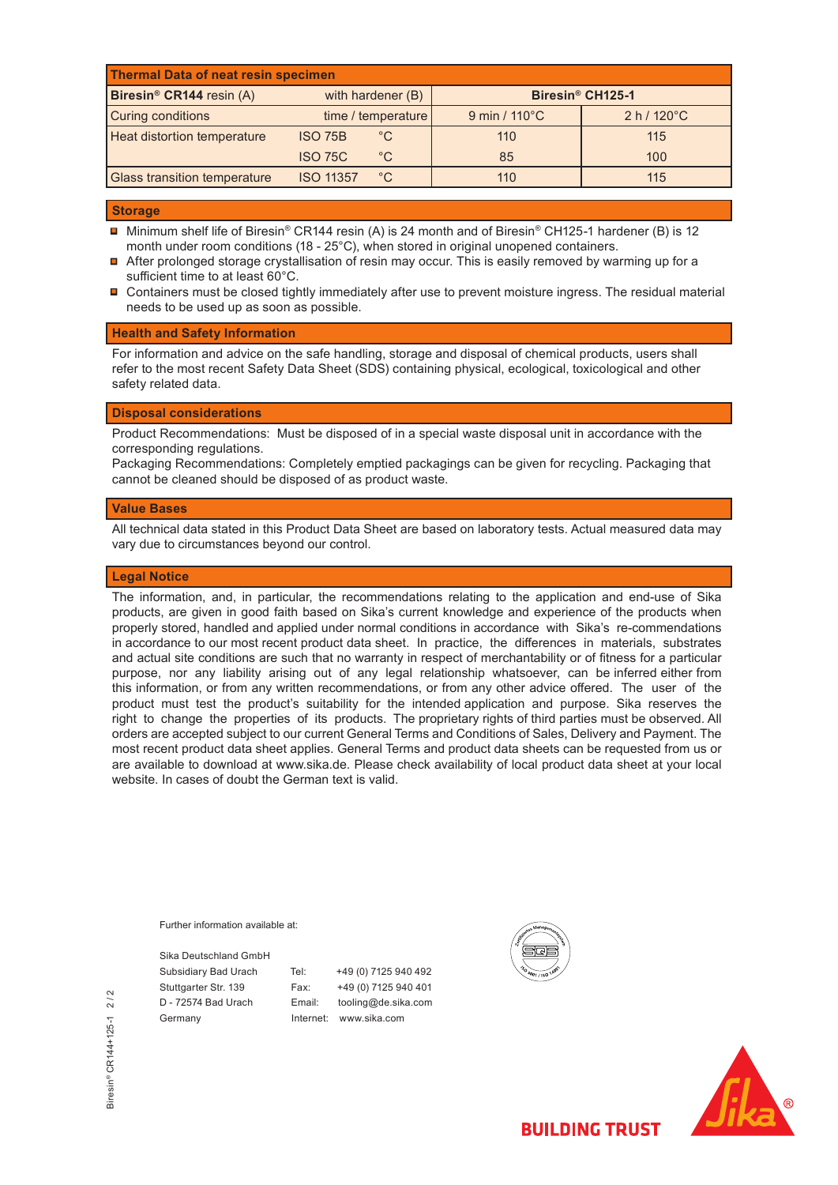| Thermal Data of neat resin specimen | | | | |
|---|---|---|---|---|
| **Biresin® CR144** resin (A) | with hardener (B) | | **Biresin® CH125-1** | |
| Curing conditions | time / temperature | | 9 min / 110°C | 2 h / 120°C |
| Heat distortion temperature | ISO 75B | °C | 110 | 115 |
| | ISO 75C | °C | 85 | 100 |
| Glass transition temperature | ISO 11357 | °C | 110 | 115 |

## Storage

- Minimum shelf life of Biresin® CR144 resin (A) is 24 month and of Biresin® CH125-1 hardener (B) is 12 month under room conditions (18 - 25°C), when stored in original unopened containers.
- After prolonged storage crystallisation of resin may occur. This is easily removed by warming up for a sufficient time to at least 60°C.
- Containers must be closed tightly immediately after use to prevent moisture ingress. The residual material needs to be used up as soon as possible.

## Health and Safety Information

For information and advice on the safe handling, storage and disposal of chemical products, users shall refer to the most recent Safety Data Sheet (SDS) containing physical, ecological, toxicological and other safety related data.

## Disposal considerations

Product Recommendations: Must be disposed of in a special waste disposal unit in accordance with the corresponding regulations.
Packaging Recommendations: Completely emptied packagings can be given for recycling. Packaging that cannot be cleaned should be disposed of as product waste.

## Value Bases

All technical data stated in this Product Data Sheet are based on laboratory tests. Actual measured data may vary due to circumstances beyond our control.

## Legal Notice

The information, and, in particular, the recommendations relating to the application and end-use of Sika products, are given in good faith based on Sika's current knowledge and experience of the products when properly stored, handled and applied under normal conditions in accordance with Sika's re-commendations in accordance to our most recent product data sheet. In practice, the differences in materials, substrates and actual site conditions are such that no warranty in respect of merchantability or of fitness for a particular purpose, nor any liability arising out of any legal relationship whatsoever, can be inferred either from this information, or from any written recommendations, or from any other advice offered. The user of the product must test the product's suitability for the intended application and purpose. Sika reserves the right to change the properties of its products. The proprietary rights of third parties must be observed. All orders are accepted subject to our current General Terms and Conditions of Sales, Delivery and Payment. The most recent product data sheet applies. General Terms and product data sheets can be requested from us or are available to download at www.sika.de. Please check availability of local product data sheet at your local website. In cases of doubt the German text is valid.

Further information available at:

Sika Deutschland GmbH
Subsidiary Bad Urach
Stuttgarter Str. 139
D - 72574 Bad Urach
Germany

Tel: +49 (0) 7125 940 492
Fax: +49 (0) 7125 940 401
Email: tooling@de.sika.com
Internet: www.sika.com

BUILDING TRUST